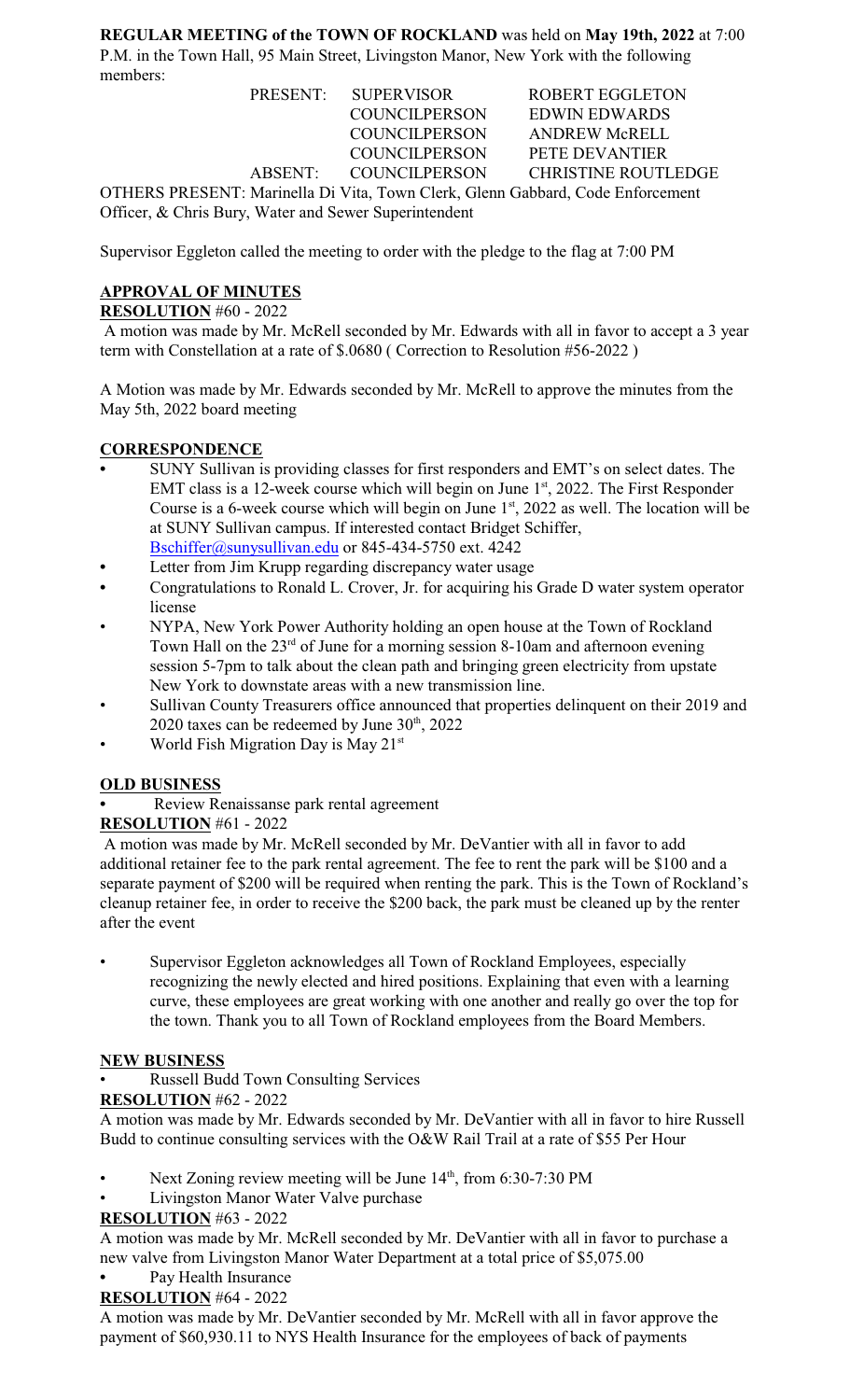**REGULAR MEETING of the TOWN OF ROCKLAND** was held on **May 19th, 2022** at 7:00 P.M. in the Town Hall, 95 Main Street, Livingston Manor, New York with the following members:

| | | |
|---|---|---|
| PRESENT: | SUPERVISOR | ROBERT EGGLETON |
| | COUNCILPERSON | EDWIN EDWARDS |
| | COUNCILPERSON | ANDREW McRELL |
| | COUNCILPERSON | PETE DEVANTIER |
| ABSENT: | COUNCILPERSON | CHRISTINE ROUTLEDGE |

OTHERS PRESENT: Marinella Di Vita, Town Clerk, Glenn Gabbard, Code Enforcement Officer, & Chris Bury, Water and Sewer Superintendent

Supervisor Eggleton called the meeting to order with the pledge to the flag at 7:00 PM

## APPROVAL OF MINUTES

**RESOLUTION** #60 - 2022

A motion was made by Mr. McRell seconded by Mr. Edwards with all in favor to accept a 3 year term with Constellation at a rate of $.0680 ( Correction to Resolution #56-2022 )

A Motion was made by Mr. Edwards seconded by Mr. McRell to approve the minutes from the May 5th, 2022 board meeting

## CORRESPONDENCE

- SUNY Sullivan is providing classes for first responders and EMT's on select dates. The EMT class is a 12-week course which will begin on June 1st, 2022. The First Responder Course is a 6-week course which will begin on June 1st, 2022 as well. The location will be at SUNY Sullivan campus. If interested contact Bridget Schiffer, Bschiffer@sunysullivan.edu or 845-434-5750 ext. 4242
- Letter from Jim Krupp regarding discrepancy water usage
- Congratulations to Ronald L. Crover, Jr. for acquiring his Grade D water system operator license
- NYPA, New York Power Authority holding an open house at the Town of Rockland Town Hall on the 23rd of June for a morning session 8-10am and afternoon evening session 5-7pm to talk about the clean path and bringing green electricity from upstate New York to downstate areas with a new transmission line.
- Sullivan County Treasurers office announced that properties delinquent on their 2019 and 2020 taxes can be redeemed by June 30th, 2022
- World Fish Migration Day is May 21st

## OLD BUSINESS

- Review Renaissanse park rental agreement

**RESOLUTION** #61 - 2022

A motion was made by Mr. McRell seconded by Mr. DeVantier with all in favor to add additional retainer fee to the park rental agreement. The fee to rent the park will be $100 and a separate payment of $200 will be required when renting the park. This is the Town of Rockland's cleanup retainer fee, in order to receive the $200 back, the park must be cleaned up by the renter after the event

- Supervisor Eggleton acknowledges all Town of Rockland Employees, especially recognizing the newly elected and hired positions. Explaining that even with a learning curve, these employees are great working with one another and really go over the top for the town. Thank you to all Town of Rockland employees from the Board Members.

## NEW BUSINESS

- Russell Budd Town Consulting Services

**RESOLUTION** #62 - 2022

A motion was made by Mr. Edwards seconded by Mr. DeVantier with all in favor to hire Russell Budd to continue consulting services with the O&W Rail Trail at a rate of $55 Per Hour

- Next Zoning review meeting will be June 14th, from 6:30-7:30 PM
- Livingston Manor Water Valve purchase

**RESOLUTION** #63 - 2022

A motion was made by Mr. McRell seconded by Mr. DeVantier with all in favor to purchase a new valve from Livingston Manor Water Department at a total price of $5,075.00

- Pay Health Insurance

**RESOLUTION** #64 - 2022

A motion was made by Mr. DeVantier seconded by Mr. McRell with all in favor approve the payment of $60,930.11 to NYS Health Insurance for the employees of back of payments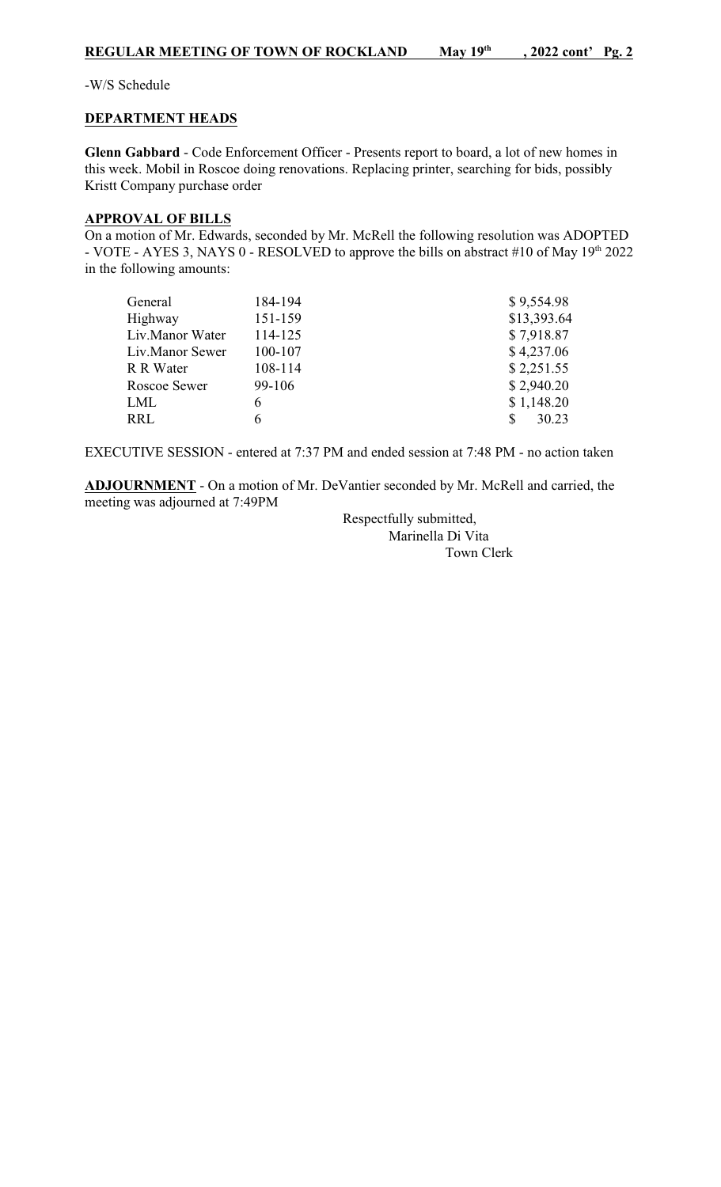-W/S Schedule

## DEPARTMENT HEADS

**Glenn Gabbard** - Code Enforcement Officer - Presents report to board, a lot of new homes in this week. Mobil in Roscoe doing renovations. Replacing printer, searching for bids, possibly Kristt Company purchase order

## APPROVAL OF BILLS

On a motion of Mr. Edwards, seconded by Mr. McRell the following resolution was ADOPTED - VOTE - AYES 3, NAYS 0 - RESOLVED to approve the bills on abstract #10 of May 19th 2022 in the following amounts:

| | | |
|---|---|---|
| General | 184-194 | $ 9,554.98 |
| Highway | 151-159 | $13,393.64 |
| Liv.Manor Water | 114-125 | $ 7,918.87 |
| Liv.Manor Sewer | 100-107 | $ 4,237.06 |
| R R Water | 108-114 | $ 2,251.55 |
| Roscoe Sewer | 99-106 | $ 2,940.20 |
| LML | 6 | $ 1,148.20 |
| RRL | 6 | $ 30.23 |

EXECUTIVE SESSION - entered at 7:37 PM and ended session at 7:48 PM - no action taken

**ADJOURNMENT** - On a motion of Mr. DeVantier seconded by Mr. McRell and carried, the meeting was adjourned at 7:49PM

Respectfully submitted,
Marinella Di Vita
Town Clerk